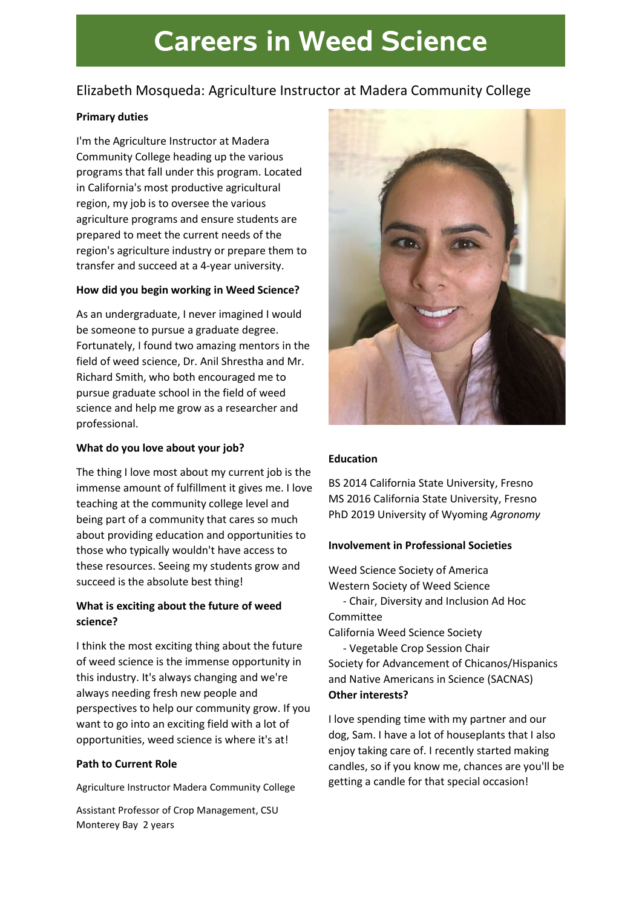# Careers in Weed Science

## Elizabeth Mosqueda: Agriculture Instructor at Madera Community College

**Primary duties**

I'm the Agriculture Instructor at Madera Community College heading up the various programs that fall under this program. Located in California's most productive agricultural region, my job is to oversee the various agriculture programs and ensure students are prepared to meet the current needs of the region's agriculture industry or prepare them to transfer and succeed at a 4-year university.

**How did you begin working in Weed Science?**

As an undergraduate, I never imagined I would be someone to pursue a graduate degree. Fortunately, I found two amazing mentors in the field of weed science, Dr. Anil Shrestha and Mr. Richard Smith, who both encouraged me to pursue graduate school in the field of weed science and help me grow as a researcher and professional.

**What do you love about your job?**

The thing I love most about my current job is the immense amount of fulfillment it gives me. I love teaching at the community college level and being part of a community that cares so much about providing education and opportunities to those who typically wouldn't have access to these resources. Seeing my students grow and succeed is the absolute best thing!

**What is exciting about the future of weed science?**

I think the most exciting thing about the future of weed science is the immense opportunity in this industry. It's always changing and we're always needing fresh new people and perspectives to help our community grow. If you want to go into an exciting field with a lot of opportunities, weed science is where it's at!

**Path to Current Role**

Agriculture Instructor Madera Community College

Assistant Professor of Crop Management, CSU Monterey Bay 2 years

**Education**

BS 2014 California State University, Fresno
MS 2016 California State University, Fresno
PhD 2019 University of Wyoming *Agronomy*

**Involvement in Professional Societies**

Weed Science Society of America
Western Society of Weed Science
- Chair, Diversity and Inclusion Ad Hoc Committee

California Weed Science Society
- Vegetable Crop Session Chair

Society for Advancement of Chicanos/Hispanics and Native Americans in Science (SACNAS)

**Other interests?**

I love spending time with my partner and our dog, Sam. I have a lot of houseplants that I also enjoy taking care of. I recently started making candles, so if you know me, chances are you'll be getting a candle for that special occasion!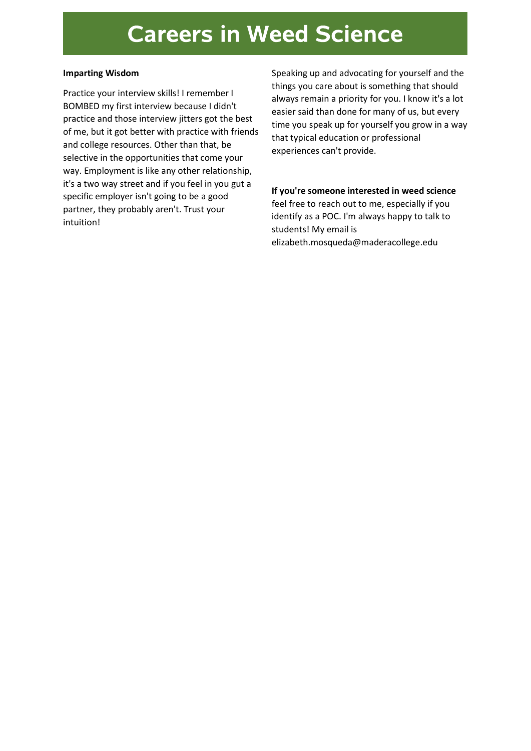# Careers in Weed Science

**Imparting Wisdom**

Practice your interview skills! I remember I BOMBED my first interview because I didn't practice and those interview jitters got the best of me, but it got better with practice with friends and college resources. Other than that, be selective in the opportunities that come your way. Employment is like any other relationship, it's a two way street and if you feel in you gut a specific employer isn't going to be a good partner, they probably aren't. Trust your intuition!

Speaking up and advocating for yourself and the things you care about is something that should always remain a priority for you. I know it's a lot easier said than done for many of us, but every time you speak up for yourself you grow in a way that typical education or professional experiences can't provide.

**If you're someone interested in weed science** feel free to reach out to me, especially if you identify as a POC. I'm always happy to talk to students! My email is elizabeth.mosqueda@maderacollege.edu